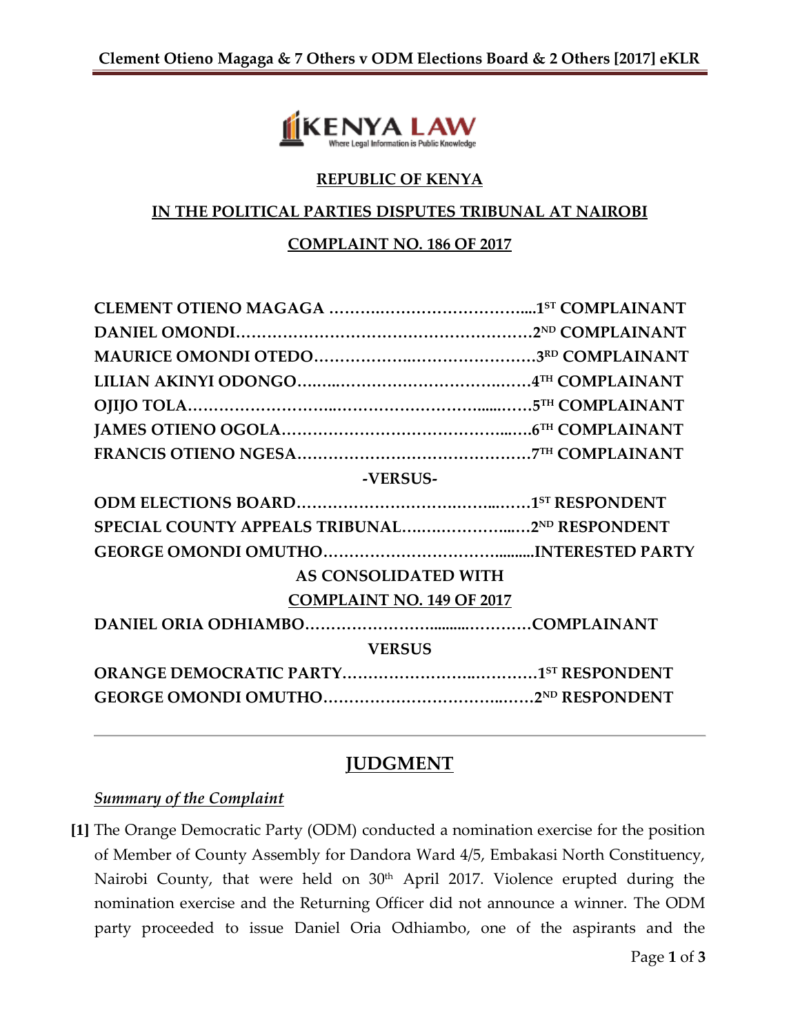**REPUBLIC OF KENYA**

**IN THE POLITICAL PARTIES DISPUTES TRIBUNAL AT NAIROBI**

**COMPLAINT NO. 186 OF 2017**

**CLEMENT OTIENO MAGAGA ………………………………….1ST COMPLAINANT**
**DANIEL OMONDI…………………………………………………2ND COMPLAINANT**
**MAURICE OMONDI OTEDO……………………………………3RD COMPLAINANT**
**LILIAN AKINYI ODONGO………………………………………4TH COMPLAINANT**
**OJIJO TOLA………………………………………………………5TH COMPLAINANT**
**JAMES OTIENO OGOLA………………………………………6TH COMPLAINANT**
**FRANCIS OTIENO NGESA………………………………………7TH COMPLAINANT**

**-VERSUS-**

**ODM ELECTIONS BOARD…………………………………………1ST RESPONDENT**
**SPECIAL COUNTY APPEALS TRIBUNAL…………………………2ND RESPONDENT**
**GEORGE OMONDI OMUTHO……………………………………INTERESTED PARTY**

**AS CONSOLIDATED WITH**

**COMPLAINT NO. 149 OF 2017**

**DANIEL ORIA ODHIAMBO……………………………………COMPLAINANT**

**VERSUS**

**ORANGE DEMOCRATIC PARTY…………………………………1ST RESPONDENT**
**GEORGE OMONDI OMUTHO……………………………………2ND RESPONDENT**

---

## JUDGMENT

*Summary of the Complaint*

**[1]** The Orange Democratic Party (ODM) conducted a nomination exercise for the position of Member of County Assembly for Dandora Ward 4/5, Embakasi North Constituency, Nairobi County, that were held on 30th April 2017. Violence erupted during the nomination exercise and the Returning Officer did not announce a winner. The ODM party proceeded to issue Daniel Oria Odhiambo, one of the aspirants and the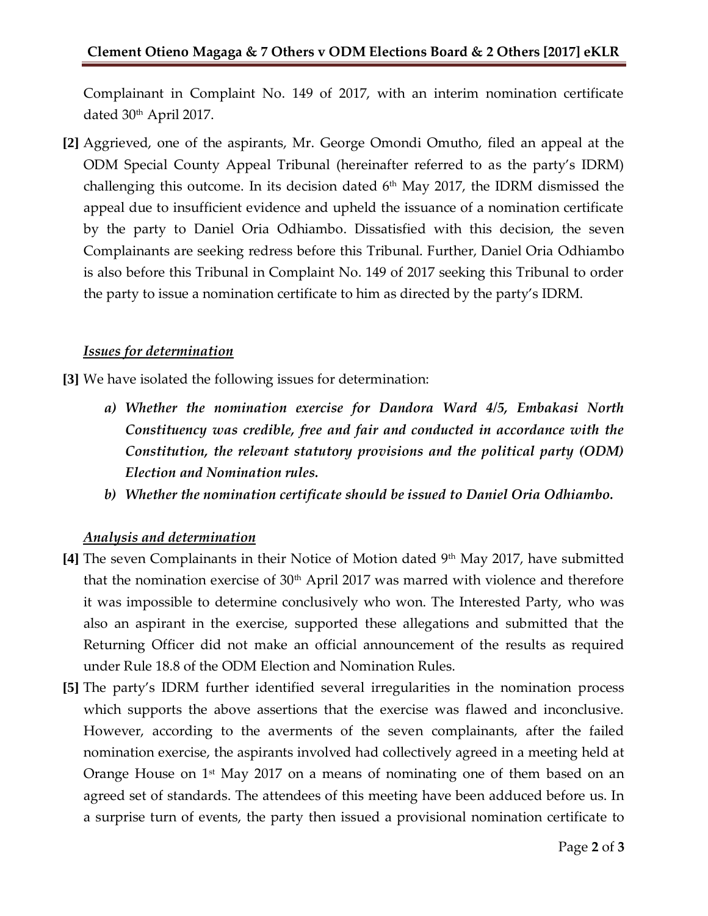Complainant in Complaint No. 149 of 2017, with an interim nomination certificate dated 30th April 2017.

**[2]** Aggrieved, one of the aspirants, Mr. George Omondi Omutho, filed an appeal at the ODM Special County Appeal Tribunal (hereinafter referred to as the party's IDRM) challenging this outcome. In its decision dated 6th May 2017, the IDRM dismissed the appeal due to insufficient evidence and upheld the issuance of a nomination certificate by the party to Daniel Oria Odhiambo. Dissatisfied with this decision, the seven Complainants are seeking redress before this Tribunal. Further, Daniel Oria Odhiambo is also before this Tribunal in Complaint No. 149 of 2017 seeking this Tribunal to order the party to issue a nomination certificate to him as directed by the party's IDRM.

***Issues for determination***

**[3]** We have isolated the following issues for determination:

*a) Whether the nomination exercise for Dandora Ward 4/5, Embakasi North Constituency was credible, free and fair and conducted in accordance with the Constitution, the relevant statutory provisions and the political party (ODM) Election and Nomination rules.*

*b) Whether the nomination certificate should be issued to Daniel Oria Odhiambo.*

***Analysis and determination***

**[4]** The seven Complainants in their Notice of Motion dated 9th May 2017, have submitted that the nomination exercise of 30th April 2017 was marred with violence and therefore it was impossible to determine conclusively who won. The Interested Party, who was also an aspirant in the exercise, supported these allegations and submitted that the Returning Officer did not make an official announcement of the results as required under Rule 18.8 of the ODM Election and Nomination Rules.

**[5]** The party's IDRM further identified several irregularities in the nomination process which supports the above assertions that the exercise was flawed and inconclusive. However, according to the averments of the seven complainants, after the failed nomination exercise, the aspirants involved had collectively agreed in a meeting held at Orange House on 1st May 2017 on a means of nominating one of them based on an agreed set of standards. The attendees of this meeting have been adduced before us. In a surprise turn of events, the party then issued a provisional nomination certificate to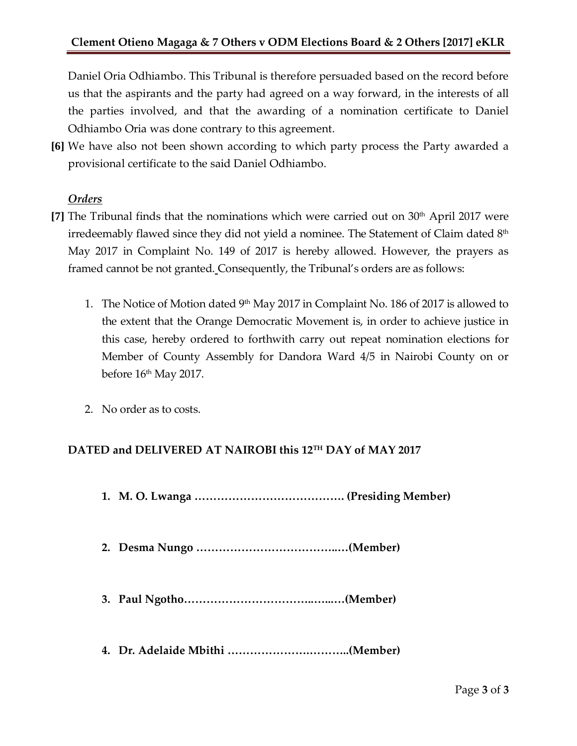Daniel Oria Odhiambo. This Tribunal is therefore persuaded based on the record before us that the aspirants and the party had agreed on a way forward, in the interests of all the parties involved, and that the awarding of a nomination certificate to Daniel Odhiambo Oria was done contrary to this agreement.

**[6]** We have also not been shown according to which party process the Party awarded a provisional certificate to the said Daniel Odhiambo.

***Orders***

**[7]** The Tribunal finds that the nominations which were carried out on 30th April 2017 were irredeemably flawed since they did not yield a nominee. The Statement of Claim dated 8th May 2017 in Complaint No. 149 of 2017 is hereby allowed. However, the prayers as framed cannot be not granted. Consequently, the Tribunal's orders are as follows:

1. The Notice of Motion dated 9th May 2017 in Complaint No. 186 of 2017 is allowed to the extent that the Orange Democratic Movement is, in order to achieve justice in this case, hereby ordered to forthwith carry out repeat nomination elections for Member of County Assembly for Dandora Ward 4/5 in Nairobi County on or before 16th May 2017.

2. No order as to costs.

**DATED and DELIVERED AT NAIROBI this 12TH DAY of MAY 2017**

1. **M. O. Lwanga …………………………………. (Presiding Member)**

2. **Desma Nungo ……………………………..…(Member)**

3. **Paul Ngotho…………………………..…..…(Member)**

4. **Dr. Adelaide Mbithi ……………….………..(Member)**